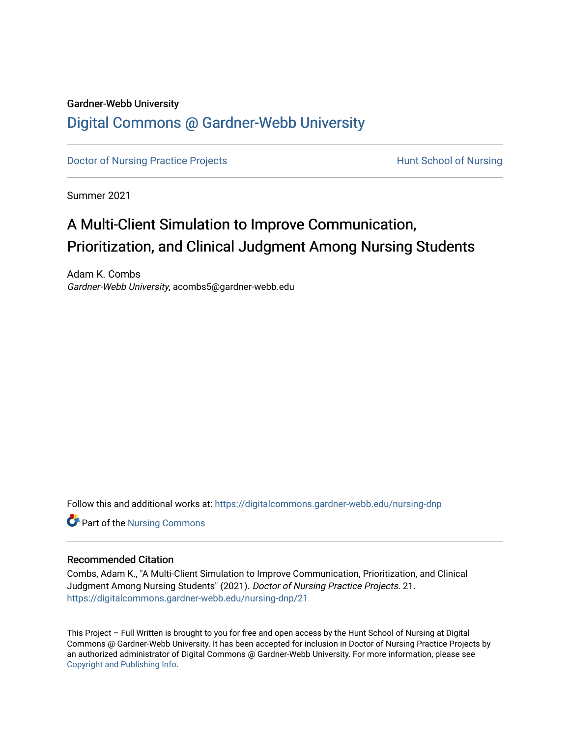Gardner-Webb University

# Digital Commons @ Gardner-Webb University

Doctor of Nursing Practice Projects

Hunt School of Nursing

Summer 2021

# A Multi-Client Simulation to Improve Communication, Prioritization, and Clinical Judgment Among Nursing Students

Adam K. Combs
*Gardner-Webb University*, acombs5@gardner-webb.edu

Follow this and additional works at: https://digitalcommons.gardner-webb.edu/nursing-dnp

Part of the Nursing Commons

## Recommended Citation

Combs, Adam K., "A Multi-Client Simulation to Improve Communication, Prioritization, and Clinical Judgment Among Nursing Students" (2021). *Doctor of Nursing Practice Projects.* 21.
https://digitalcommons.gardner-webb.edu/nursing-dnp/21

This Project – Full Written is brought to you for free and open access by the Hunt School of Nursing at Digital Commons @ Gardner-Webb University. It has been accepted for inclusion in Doctor of Nursing Practice Projects by an authorized administrator of Digital Commons @ Gardner-Webb University. For more information, please see Copyright and Publishing Info.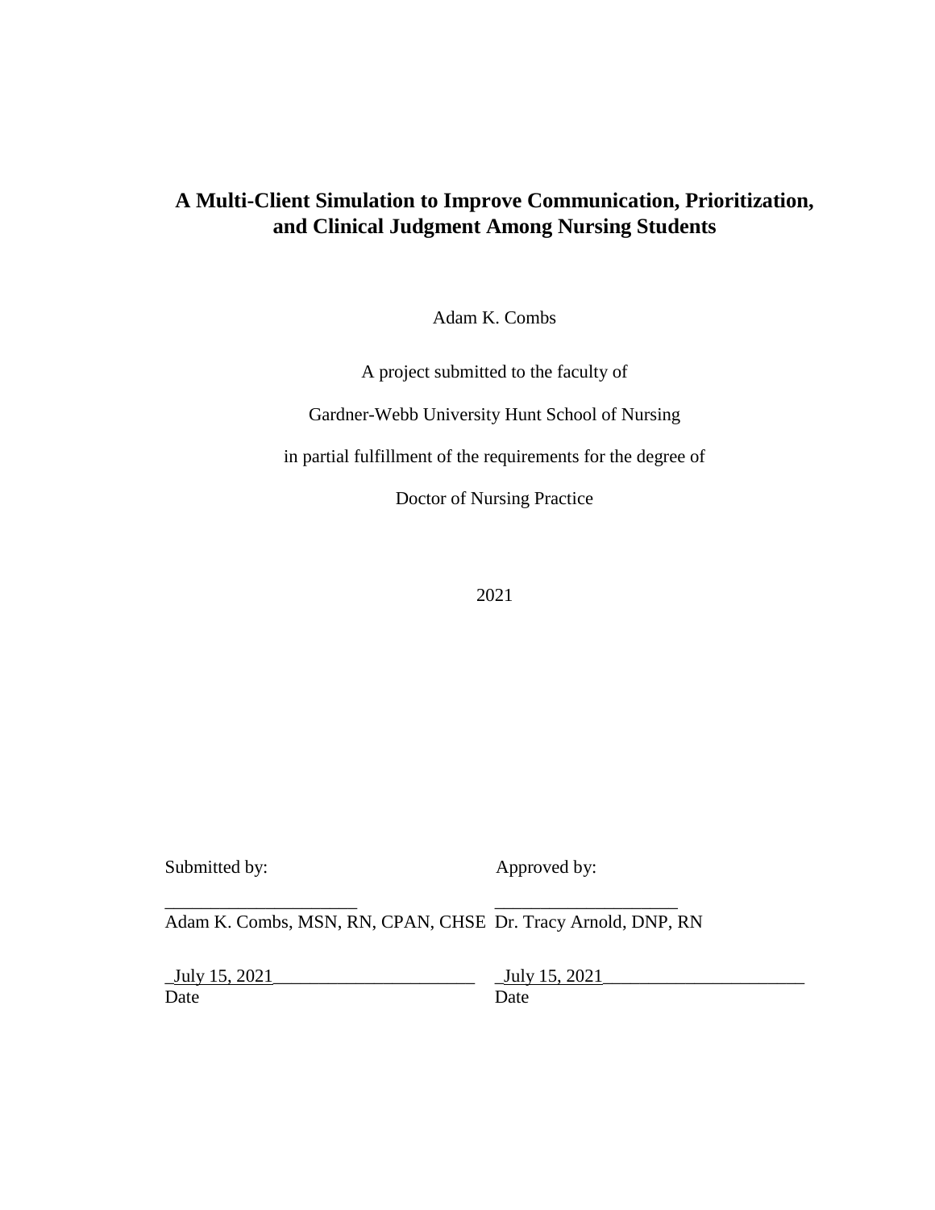# A Multi-Client Simulation to Improve Communication, Prioritization, and Clinical Judgment Among Nursing Students

Adam K. Combs

A project submitted to the faculty of

Gardner-Webb University Hunt School of Nursing

in partial fulfillment of the requirements for the degree of

Doctor of Nursing Practice

2021

| Submitted by: | Approved by: |
|---|---|
| ____________________ | ____________________ |
| Adam K. Combs, MSN, RN, CPAN, CHSE | Dr. Tracy Arnold, DNP, RN |
| _July 15, 2021______________________ | _July 15, 2021______________________ |
| Date | Date |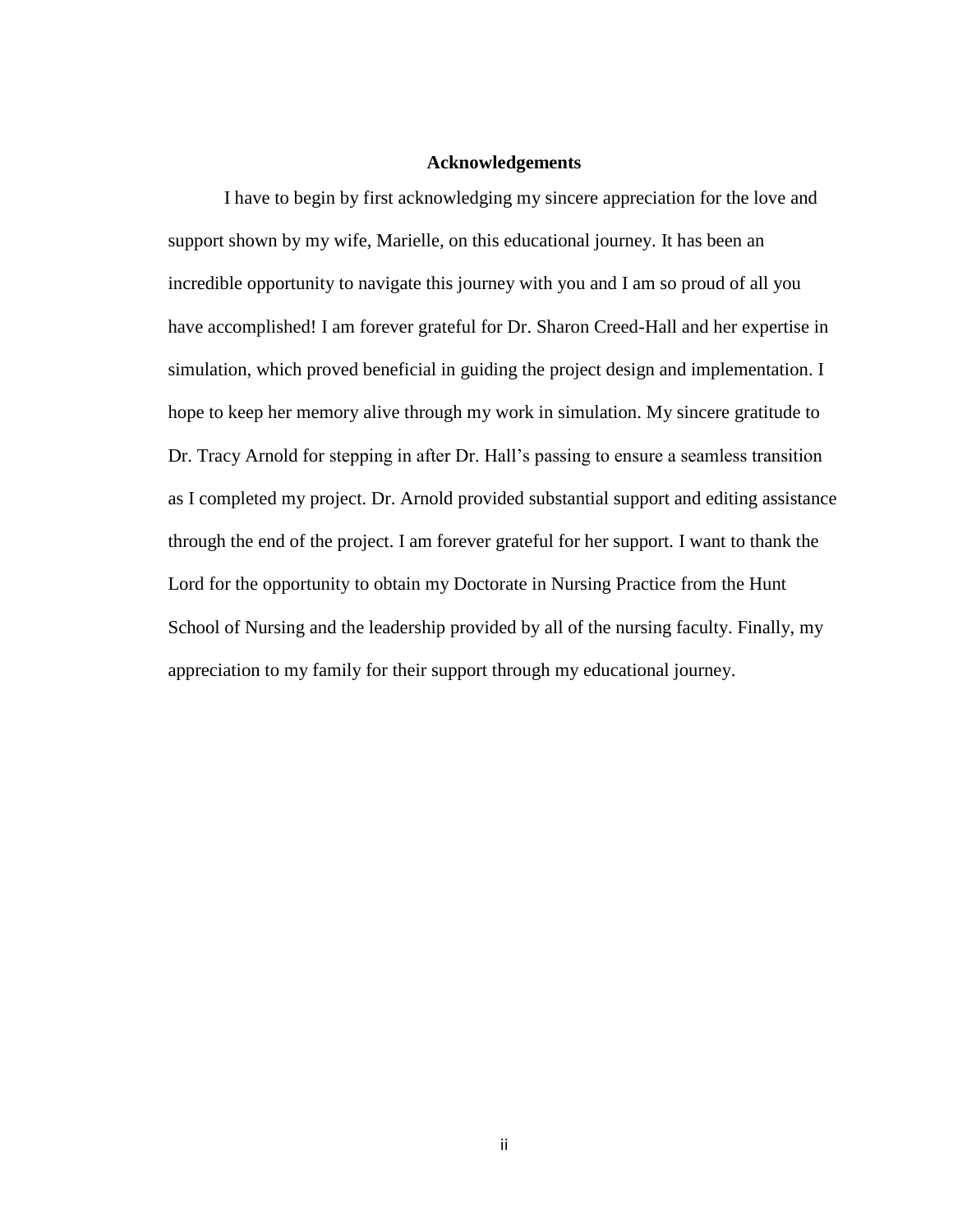## Acknowledgements

I have to begin by first acknowledging my sincere appreciation for the love and support shown by my wife, Marielle, on this educational journey. It has been an incredible opportunity to navigate this journey with you and I am so proud of all you have accomplished! I am forever grateful for Dr. Sharon Creed-Hall and her expertise in simulation, which proved beneficial in guiding the project design and implementation. I hope to keep her memory alive through my work in simulation. My sincere gratitude to Dr. Tracy Arnold for stepping in after Dr. Hall's passing to ensure a seamless transition as I completed my project. Dr. Arnold provided substantial support and editing assistance through the end of the project. I am forever grateful for her support. I want to thank the Lord for the opportunity to obtain my Doctorate in Nursing Practice from the Hunt School of Nursing and the leadership provided by all of the nursing faculty. Finally, my appreciation to my family for their support through my educational journey.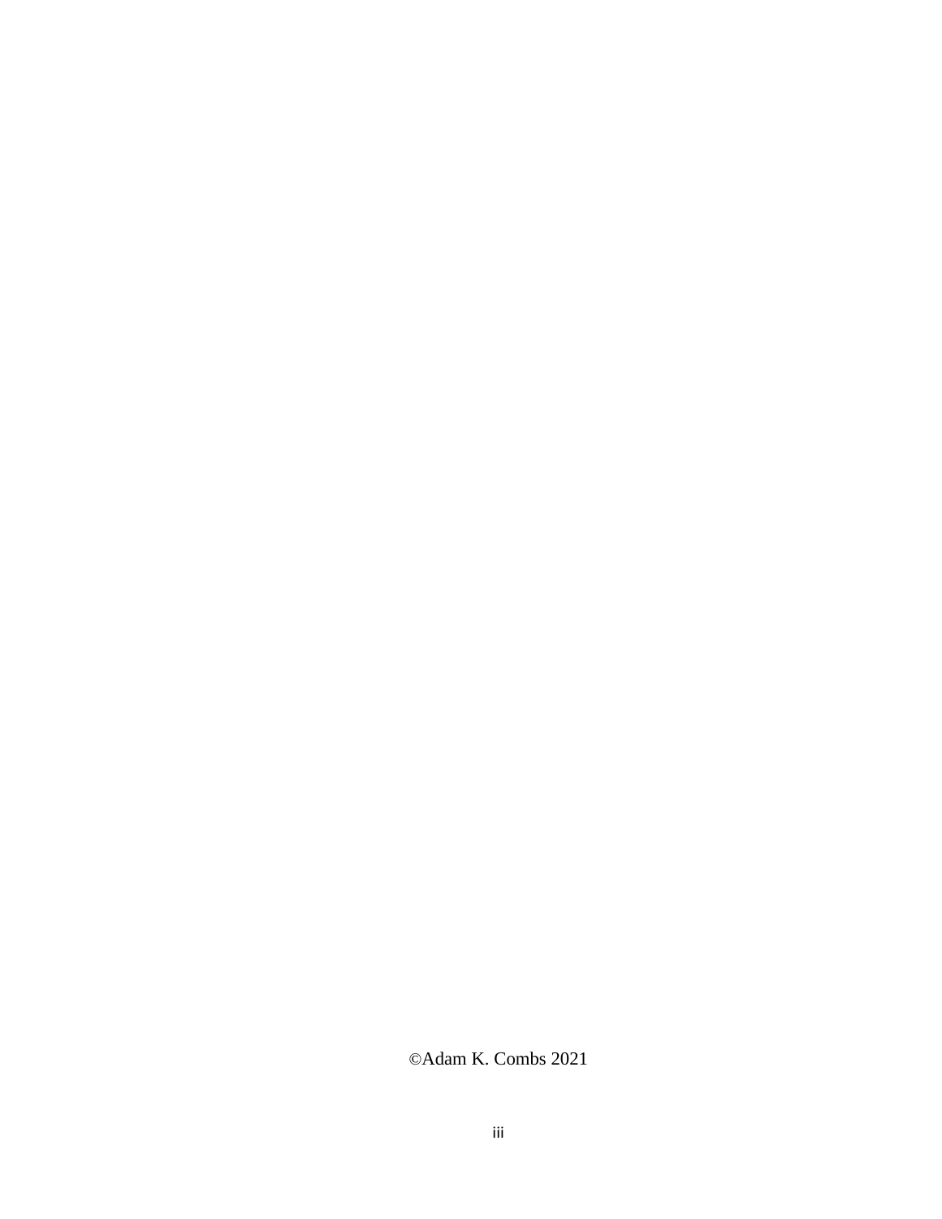©Adam K. Combs 2021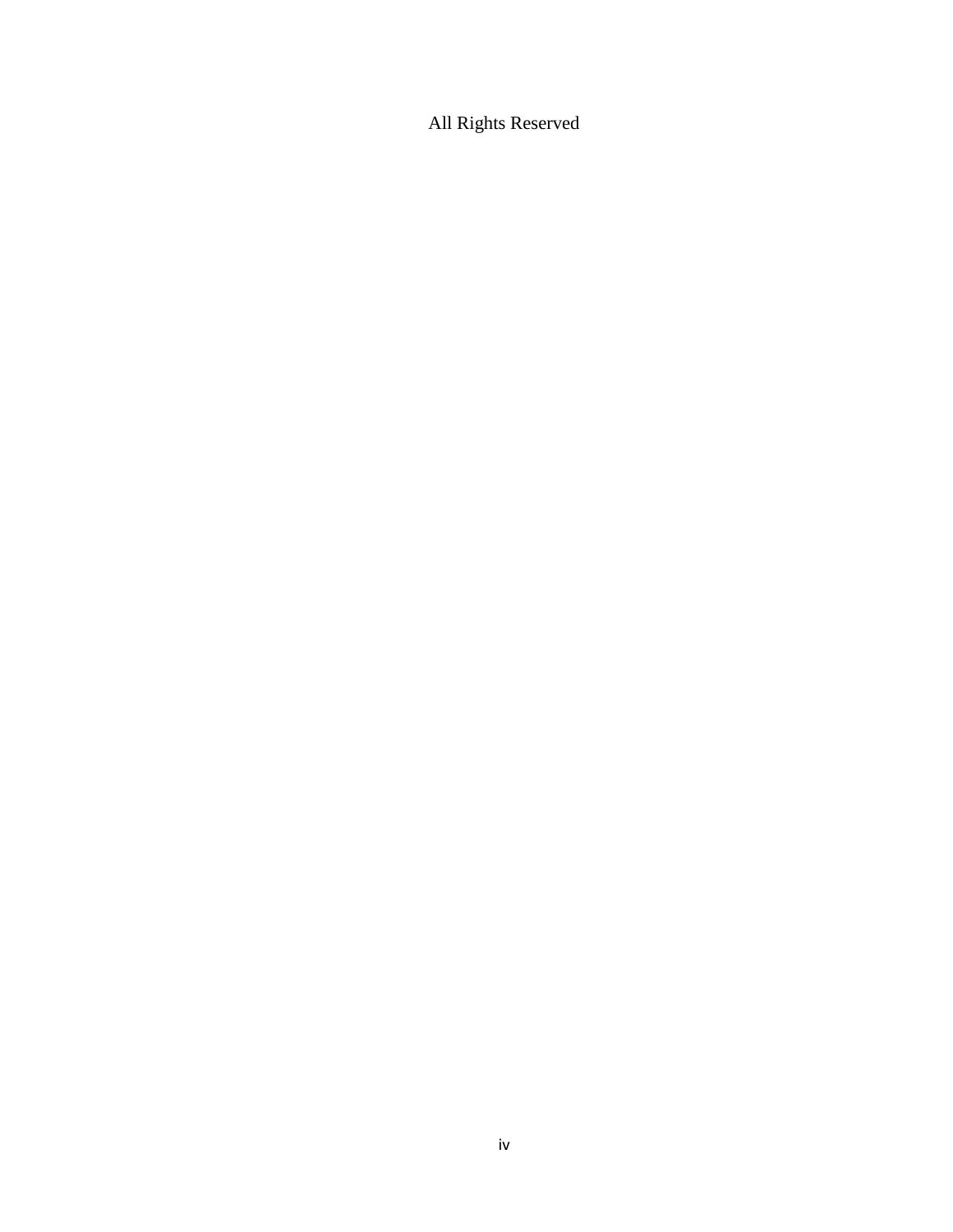All Rights Reserved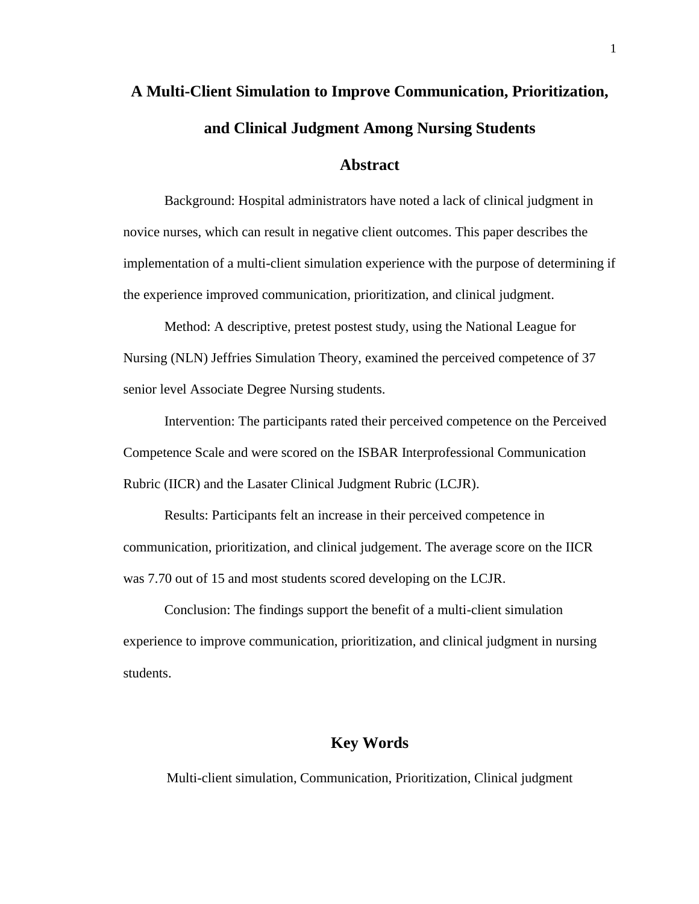# A Multi-Client Simulation to Improve Communication, Prioritization, and Clinical Judgment Among Nursing Students

## Abstract

Background: Hospital administrators have noted a lack of clinical judgment in novice nurses, which can result in negative client outcomes. This paper describes the implementation of a multi-client simulation experience with the purpose of determining if the experience improved communication, prioritization, and clinical judgment.

Method: A descriptive, pretest postest study, using the National League for Nursing (NLN) Jeffries Simulation Theory, examined the perceived competence of 37 senior level Associate Degree Nursing students.

Intervention: The participants rated their perceived competence on the Perceived Competence Scale and were scored on the ISBAR Interprofessional Communication Rubric (IICR) and the Lasater Clinical Judgment Rubric (LCJR).

Results: Participants felt an increase in their perceived competence in communication, prioritization, and clinical judgement. The average score on the IICR was 7.70 out of 15 and most students scored developing on the LCJR.

Conclusion: The findings support the benefit of a multi-client simulation experience to improve communication, prioritization, and clinical judgment in nursing students.

## Key Words

Multi-client simulation, Communication, Prioritization, Clinical judgment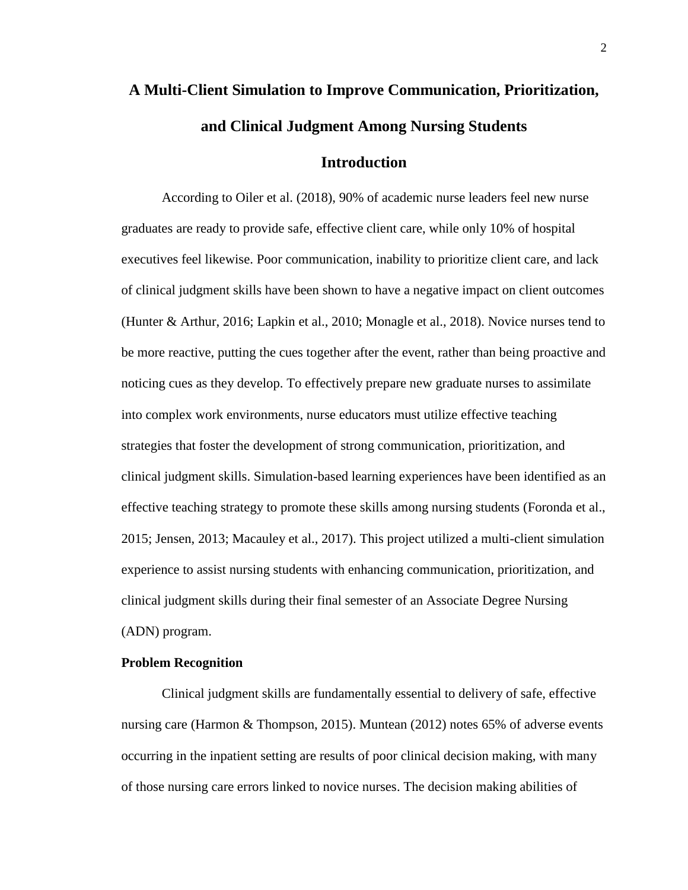# A Multi-Client Simulation to Improve Communication, Prioritization, and Clinical Judgment Among Nursing Students

## Introduction

According to Oiler et al. (2018), 90% of academic nurse leaders feel new nurse graduates are ready to provide safe, effective client care, while only 10% of hospital executives feel likewise. Poor communication, inability to prioritize client care, and lack of clinical judgment skills have been shown to have a negative impact on client outcomes (Hunter & Arthur, 2016; Lapkin et al., 2010; Monagle et al., 2018). Novice nurses tend to be more reactive, putting the cues together after the event, rather than being proactive and noticing cues as they develop. To effectively prepare new graduate nurses to assimilate into complex work environments, nurse educators must utilize effective teaching strategies that foster the development of strong communication, prioritization, and clinical judgment skills. Simulation-based learning experiences have been identified as an effective teaching strategy to promote these skills among nursing students (Foronda et al., 2015; Jensen, 2013; Macauley et al., 2017). This project utilized a multi-client simulation experience to assist nursing students with enhancing communication, prioritization, and clinical judgment skills during their final semester of an Associate Degree Nursing (ADN) program.

### Problem Recognition

Clinical judgment skills are fundamentally essential to delivery of safe, effective nursing care (Harmon & Thompson, 2015). Muntean (2012) notes 65% of adverse events occurring in the inpatient setting are results of poor clinical decision making, with many of those nursing care errors linked to novice nurses. The decision making abilities of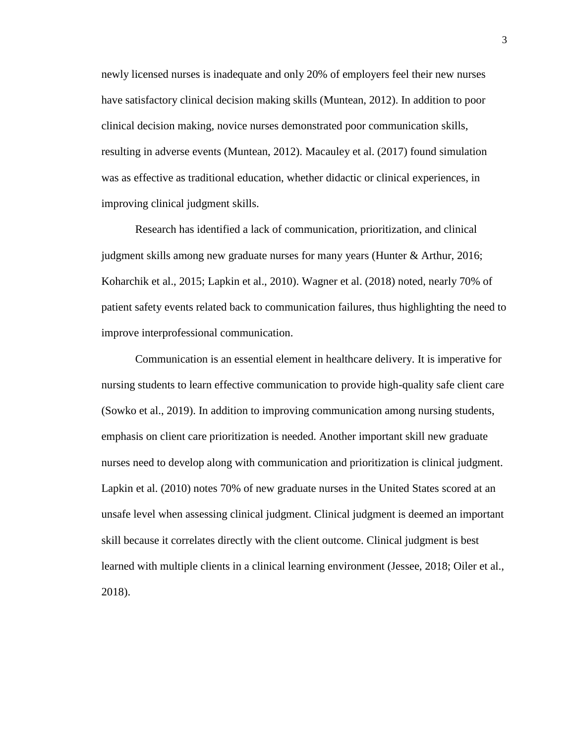newly licensed nurses is inadequate and only 20% of employers feel their new nurses have satisfactory clinical decision making skills (Muntean, 2012). In addition to poor clinical decision making, novice nurses demonstrated poor communication skills, resulting in adverse events (Muntean, 2012). Macauley et al. (2017) found simulation was as effective as traditional education, whether didactic or clinical experiences, in improving clinical judgment skills.

Research has identified a lack of communication, prioritization, and clinical judgment skills among new graduate nurses for many years (Hunter & Arthur, 2016; Koharchik et al., 2015; Lapkin et al., 2010). Wagner et al. (2018) noted, nearly 70% of patient safety events related back to communication failures, thus highlighting the need to improve interprofessional communication.

Communication is an essential element in healthcare delivery. It is imperative for nursing students to learn effective communication to provide high-quality safe client care (Sowko et al., 2019). In addition to improving communication among nursing students, emphasis on client care prioritization is needed. Another important skill new graduate nurses need to develop along with communication and prioritization is clinical judgment. Lapkin et al. (2010) notes 70% of new graduate nurses in the United States scored at an unsafe level when assessing clinical judgment. Clinical judgment is deemed an important skill because it correlates directly with the client outcome. Clinical judgment is best learned with multiple clients in a clinical learning environment (Jessee, 2018; Oiler et al., 2018).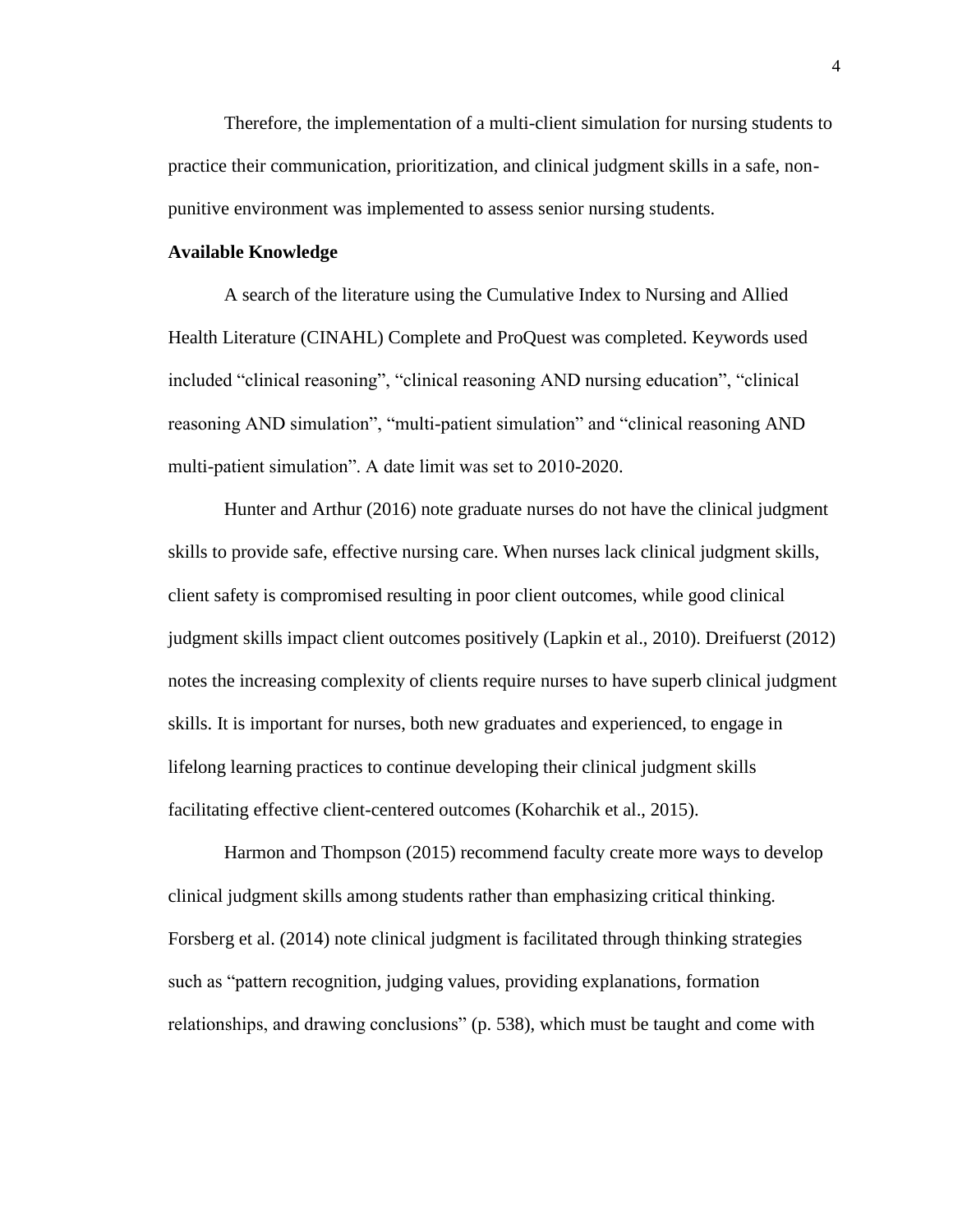Therefore, the implementation of a multi-client simulation for nursing students to practice their communication, prioritization, and clinical judgment skills in a safe, non-punitive environment was implemented to assess senior nursing students.

**Available Knowledge**

A search of the literature using the Cumulative Index to Nursing and Allied Health Literature (CINAHL) Complete and ProQuest was completed. Keywords used included "clinical reasoning", "clinical reasoning AND nursing education", "clinical reasoning AND simulation", "multi-patient simulation" and "clinical reasoning AND multi-patient simulation". A date limit was set to 2010-2020.

Hunter and Arthur (2016) note graduate nurses do not have the clinical judgment skills to provide safe, effective nursing care. When nurses lack clinical judgment skills, client safety is compromised resulting in poor client outcomes, while good clinical judgment skills impact client outcomes positively (Lapkin et al., 2010). Dreifuerst (2012) notes the increasing complexity of clients require nurses to have superb clinical judgment skills. It is important for nurses, both new graduates and experienced, to engage in lifelong learning practices to continue developing their clinical judgment skills facilitating effective client-centered outcomes (Koharchik et al., 2015).

Harmon and Thompson (2015) recommend faculty create more ways to develop clinical judgment skills among students rather than emphasizing critical thinking. Forsberg et al. (2014) note clinical judgment is facilitated through thinking strategies such as "pattern recognition, judging values, providing explanations, formation relationships, and drawing conclusions" (p. 538), which must be taught and come with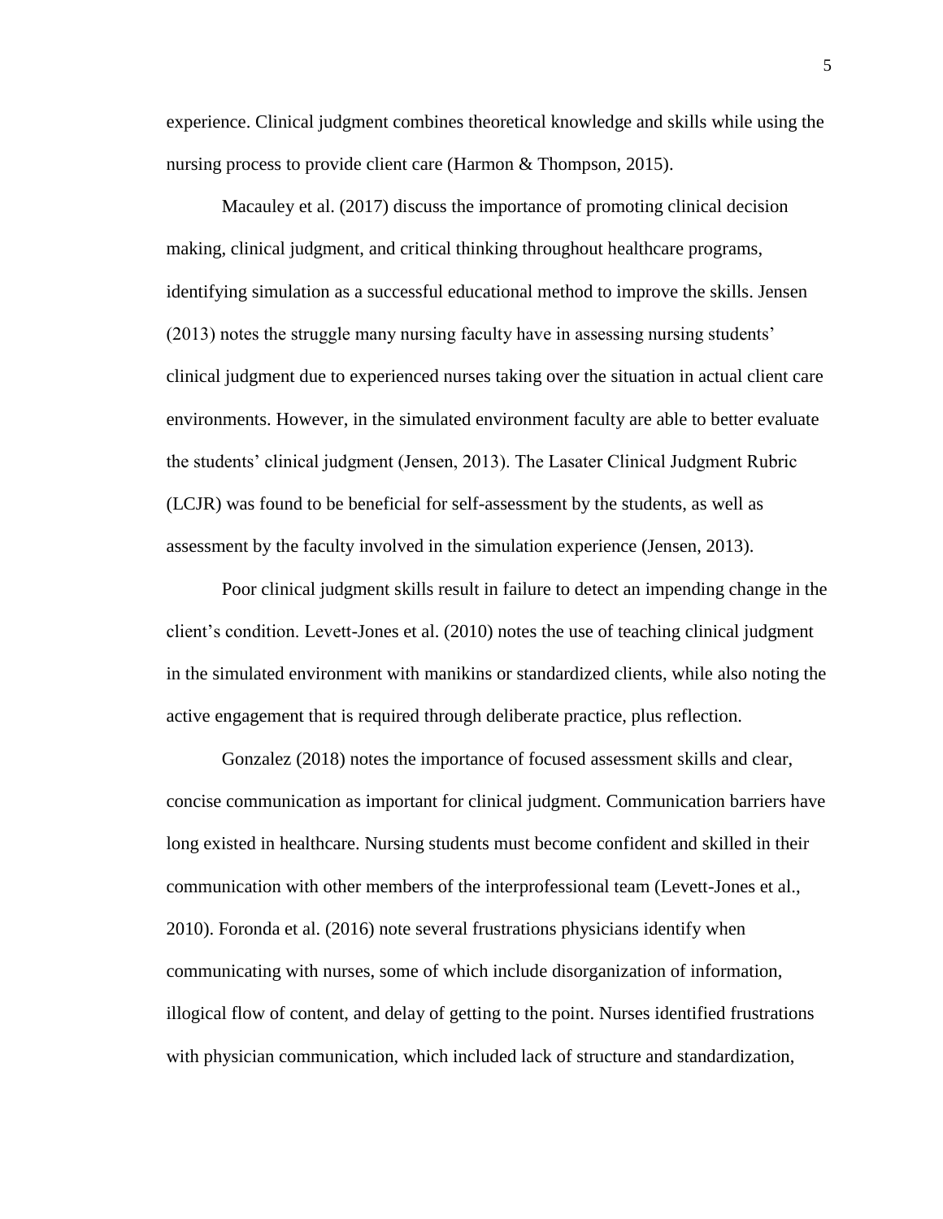experience. Clinical judgment combines theoretical knowledge and skills while using the nursing process to provide client care (Harmon & Thompson, 2015).

Macauley et al. (2017) discuss the importance of promoting clinical decision making, clinical judgment, and critical thinking throughout healthcare programs, identifying simulation as a successful educational method to improve the skills. Jensen (2013) notes the struggle many nursing faculty have in assessing nursing students' clinical judgment due to experienced nurses taking over the situation in actual client care environments. However, in the simulated environment faculty are able to better evaluate the students' clinical judgment (Jensen, 2013). The Lasater Clinical Judgment Rubric (LCJR) was found to be beneficial for self-assessment by the students, as well as assessment by the faculty involved in the simulation experience (Jensen, 2013).

Poor clinical judgment skills result in failure to detect an impending change in the client's condition. Levett-Jones et al. (2010) notes the use of teaching clinical judgment in the simulated environment with manikins or standardized clients, while also noting the active engagement that is required through deliberate practice, plus reflection.

Gonzalez (2018) notes the importance of focused assessment skills and clear, concise communication as important for clinical judgment. Communication barriers have long existed in healthcare. Nursing students must become confident and skilled in their communication with other members of the interprofessional team (Levett-Jones et al., 2010). Foronda et al. (2016) note several frustrations physicians identify when communicating with nurses, some of which include disorganization of information, illogical flow of content, and delay of getting to the point. Nurses identified frustrations with physician communication, which included lack of structure and standardization,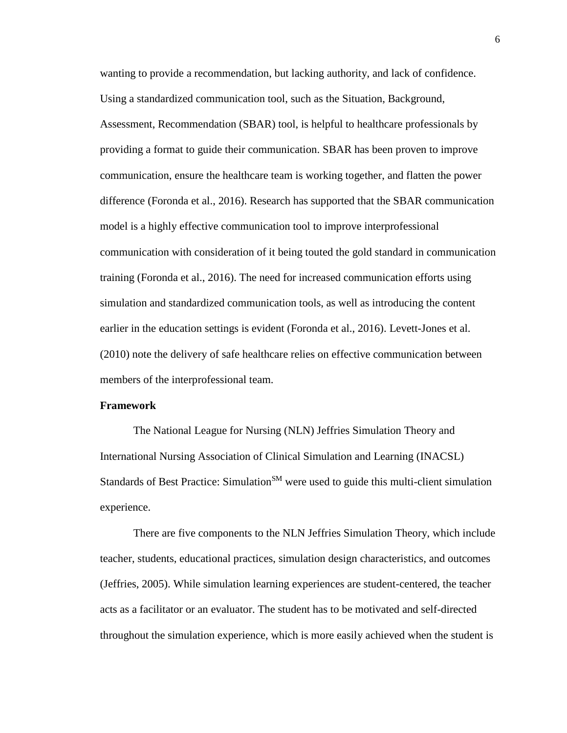wanting to provide a recommendation, but lacking authority, and lack of confidence. Using a standardized communication tool, such as the Situation, Background, Assessment, Recommendation (SBAR) tool, is helpful to healthcare professionals by providing a format to guide their communication. SBAR has been proven to improve communication, ensure the healthcare team is working together, and flatten the power difference (Foronda et al., 2016). Research has supported that the SBAR communication model is a highly effective communication tool to improve interprofessional communication with consideration of it being touted the gold standard in communication training (Foronda et al., 2016). The need for increased communication efforts using simulation and standardized communication tools, as well as introducing the content earlier in the education settings is evident (Foronda et al., 2016). Levett-Jones et al. (2010) note the delivery of safe healthcare relies on effective communication between members of the interprofessional team.

**Framework**

The National League for Nursing (NLN) Jeffries Simulation Theory and International Nursing Association of Clinical Simulation and Learning (INACSL) Standards of Best Practice: Simulation[SM] were used to guide this multi-client simulation experience.

There are five components to the NLN Jeffries Simulation Theory, which include teacher, students, educational practices, simulation design characteristics, and outcomes (Jeffries, 2005). While simulation learning experiences are student-centered, the teacher acts as a facilitator or an evaluator. The student has to be motivated and self-directed throughout the simulation experience, which is more easily achieved when the student is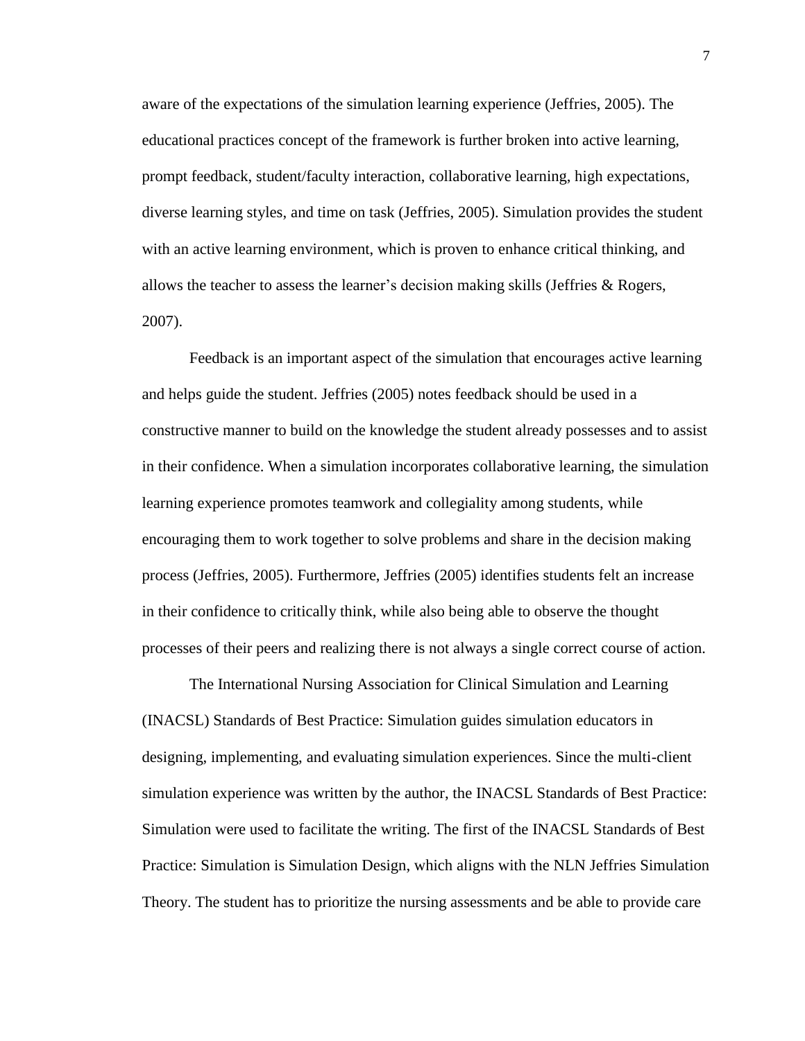aware of the expectations of the simulation learning experience (Jeffries, 2005). The educational practices concept of the framework is further broken into active learning, prompt feedback, student/faculty interaction, collaborative learning, high expectations, diverse learning styles, and time on task (Jeffries, 2005). Simulation provides the student with an active learning environment, which is proven to enhance critical thinking, and allows the teacher to assess the learner's decision making skills (Jeffries & Rogers, 2007).

Feedback is an important aspect of the simulation that encourages active learning and helps guide the student. Jeffries (2005) notes feedback should be used in a constructive manner to build on the knowledge the student already possesses and to assist in their confidence. When a simulation incorporates collaborative learning, the simulation learning experience promotes teamwork and collegiality among students, while encouraging them to work together to solve problems and share in the decision making process (Jeffries, 2005). Furthermore, Jeffries (2005) identifies students felt an increase in their confidence to critically think, while also being able to observe the thought processes of their peers and realizing there is not always a single correct course of action.

The International Nursing Association for Clinical Simulation and Learning (INACSL) Standards of Best Practice: Simulation guides simulation educators in designing, implementing, and evaluating simulation experiences. Since the multi-client simulation experience was written by the author, the INACSL Standards of Best Practice: Simulation were used to facilitate the writing. The first of the INACSL Standards of Best Practice: Simulation is Simulation Design, which aligns with the NLN Jeffries Simulation Theory. The student has to prioritize the nursing assessments and be able to provide care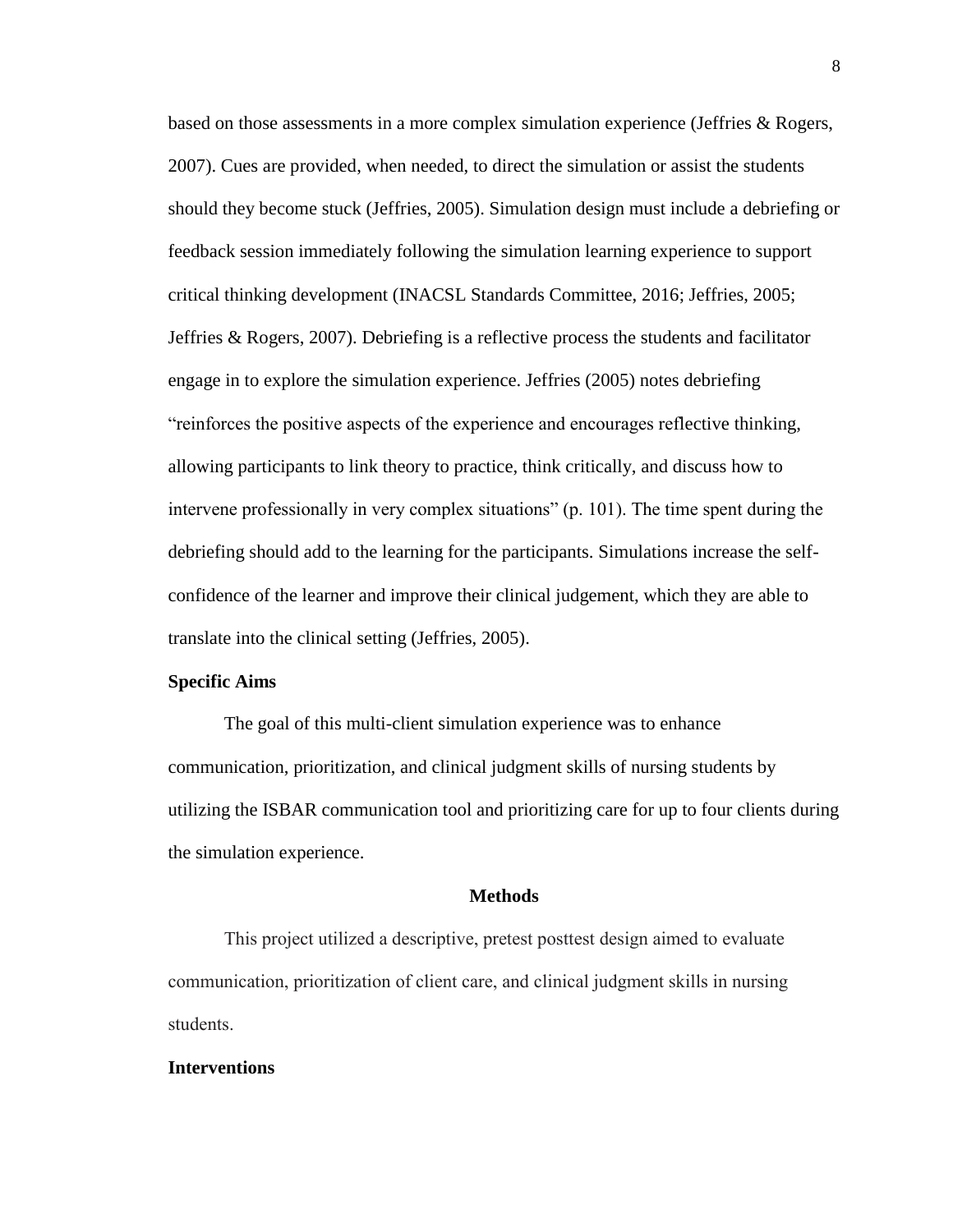based on those assessments in a more complex simulation experience (Jeffries & Rogers, 2007). Cues are provided, when needed, to direct the simulation or assist the students should they become stuck (Jeffries, 2005). Simulation design must include a debriefing or feedback session immediately following the simulation learning experience to support critical thinking development (INACSL Standards Committee, 2016; Jeffries, 2005; Jeffries & Rogers, 2007). Debriefing is a reflective process the students and facilitator engage in to explore the simulation experience. Jeffries (2005) notes debriefing "reinforces the positive aspects of the experience and encourages reflective thinking, allowing participants to link theory to practice, think critically, and discuss how to intervene professionally in very complex situations" (p. 101). The time spent during the debriefing should add to the learning for the participants. Simulations increase the self-confidence of the learner and improve their clinical judgement, which they are able to translate into the clinical setting (Jeffries, 2005).

**Specific Aims**

The goal of this multi-client simulation experience was to enhance communication, prioritization, and clinical judgment skills of nursing students by utilizing the ISBAR communication tool and prioritizing care for up to four clients during the simulation experience.

## Methods

This project utilized a descriptive, pretest posttest design aimed to evaluate communication, prioritization of client care, and clinical judgment skills in nursing students.

**Interventions**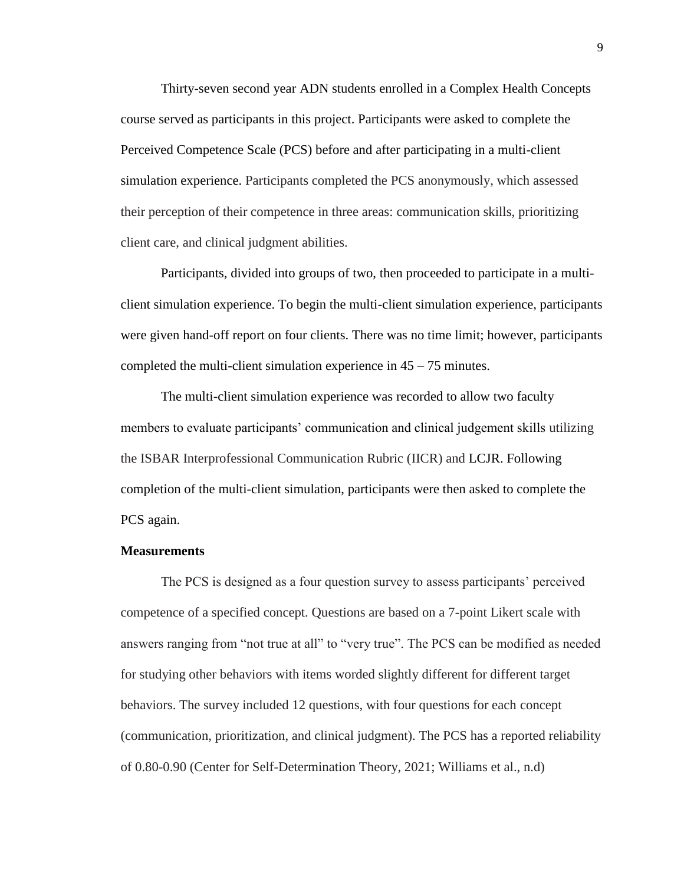Thirty-seven second year ADN students enrolled in a Complex Health Concepts course served as participants in this project. Participants were asked to complete the Perceived Competence Scale (PCS) before and after participating in a multi-client simulation experience. Participants completed the PCS anonymously, which assessed their perception of their competence in three areas: communication skills, prioritizing client care, and clinical judgment abilities.

Participants, divided into groups of two, then proceeded to participate in a multi-client simulation experience. To begin the multi-client simulation experience, participants were given hand-off report on four clients. There was no time limit; however, participants completed the multi-client simulation experience in 45 – 75 minutes.

The multi-client simulation experience was recorded to allow two faculty members to evaluate participants' communication and clinical judgement skills utilizing the ISBAR Interprofessional Communication Rubric (IICR) and LCJR. Following completion of the multi-client simulation, participants were then asked to complete the PCS again.

**Measurements**

The PCS is designed as a four question survey to assess participants' perceived competence of a specified concept. Questions are based on a 7-point Likert scale with answers ranging from "not true at all" to "very true". The PCS can be modified as needed for studying other behaviors with items worded slightly different for different target behaviors. The survey included 12 questions, with four questions for each concept (communication, prioritization, and clinical judgment). The PCS has a reported reliability of 0.80-0.90 (Center for Self-Determination Theory, 2021; Williams et al., n.d)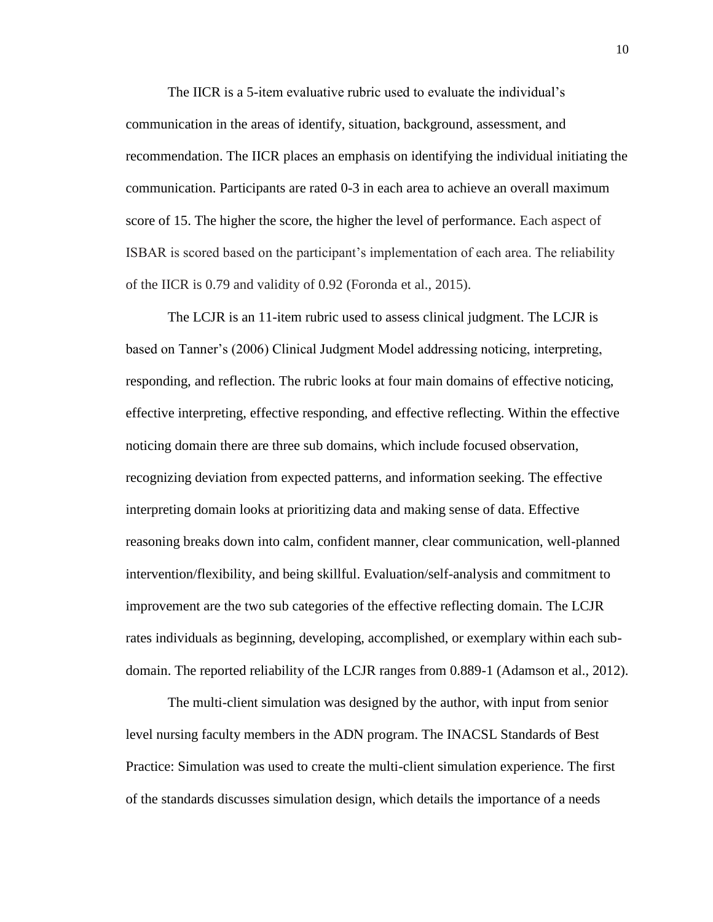The IICR is a 5-item evaluative rubric used to evaluate the individual's communication in the areas of identify, situation, background, assessment, and recommendation. The IICR places an emphasis on identifying the individual initiating the communication. Participants are rated 0-3 in each area to achieve an overall maximum score of 15. The higher the score, the higher the level of performance. Each aspect of ISBAR is scored based on the participant's implementation of each area. The reliability of the IICR is 0.79 and validity of 0.92 (Foronda et al., 2015).

The LCJR is an 11-item rubric used to assess clinical judgment. The LCJR is based on Tanner's (2006) Clinical Judgment Model addressing noticing, interpreting, responding, and reflection. The rubric looks at four main domains of effective noticing, effective interpreting, effective responding, and effective reflecting. Within the effective noticing domain there are three sub domains, which include focused observation, recognizing deviation from expected patterns, and information seeking. The effective interpreting domain looks at prioritizing data and making sense of data. Effective reasoning breaks down into calm, confident manner, clear communication, well-planned intervention/flexibility, and being skillful. Evaluation/self-analysis and commitment to improvement are the two sub categories of the effective reflecting domain. The LCJR rates individuals as beginning, developing, accomplished, or exemplary within each sub-domain. The reported reliability of the LCJR ranges from 0.889-1 (Adamson et al., 2012).

The multi-client simulation was designed by the author, with input from senior level nursing faculty members in the ADN program. The INACSL Standards of Best Practice: Simulation was used to create the multi-client simulation experience. The first of the standards discusses simulation design, which details the importance of a needs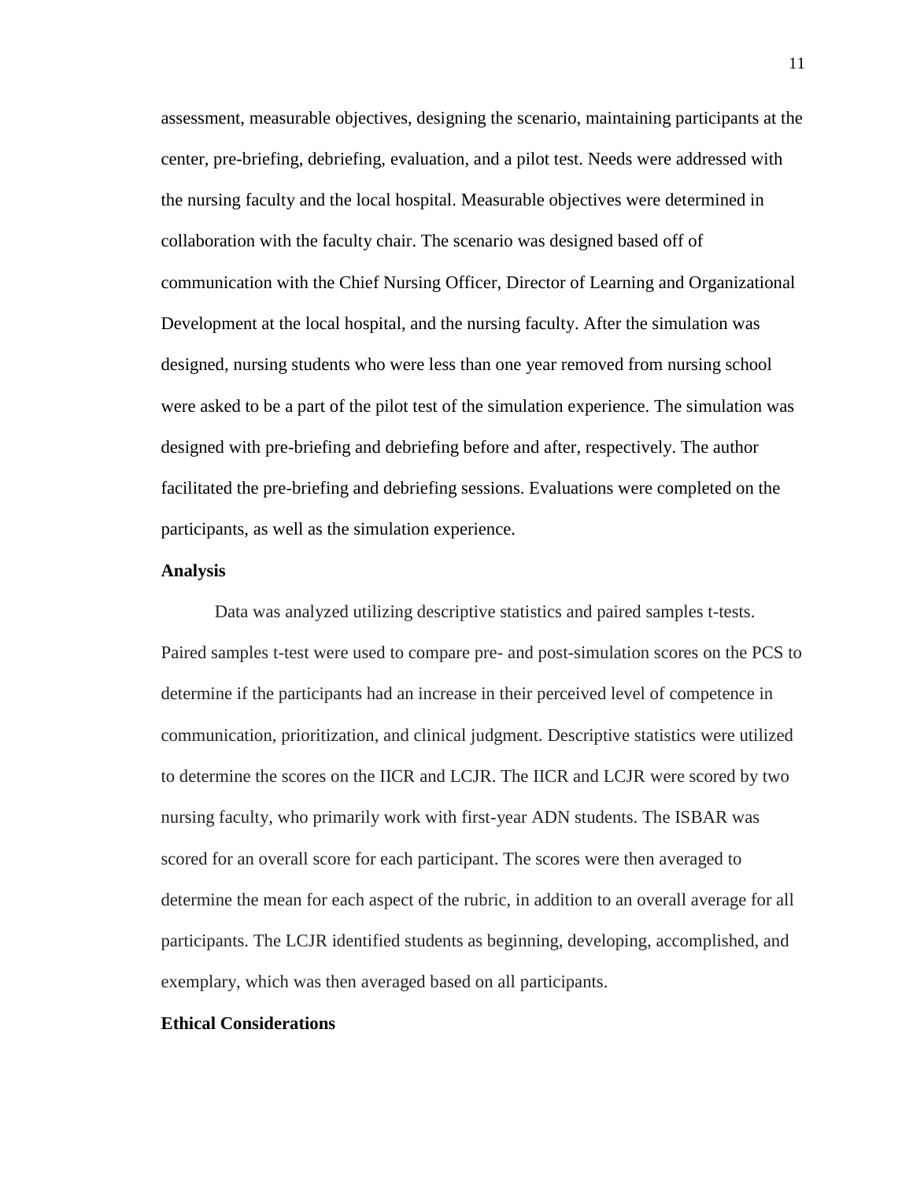assessment, measurable objectives, designing the scenario, maintaining participants at the center, pre-briefing, debriefing, evaluation, and a pilot test. Needs were addressed with the nursing faculty and the local hospital. Measurable objectives were determined in collaboration with the faculty chair. The scenario was designed based off of communication with the Chief Nursing Officer, Director of Learning and Organizational Development at the local hospital, and the nursing faculty. After the simulation was designed, nursing students who were less than one year removed from nursing school were asked to be a part of the pilot test of the simulation experience. The simulation was designed with pre-briefing and debriefing before and after, respectively. The author facilitated the pre-briefing and debriefing sessions. Evaluations were completed on the participants, as well as the simulation experience.

**Analysis**

Data was analyzed utilizing descriptive statistics and paired samples t-tests. Paired samples t-test were used to compare pre- and post-simulation scores on the PCS to determine if the participants had an increase in their perceived level of competence in communication, prioritization, and clinical judgment. Descriptive statistics were utilized to determine the scores on the IICR and LCJR. The IICR and LCJR were scored by two nursing faculty, who primarily work with first-year ADN students. The ISBAR was scored for an overall score for each participant. The scores were then averaged to determine the mean for each aspect of the rubric, in addition to an overall average for all participants. The LCJR identified students as beginning, developing, accomplished, and exemplary, which was then averaged based on all participants.

**Ethical Considerations**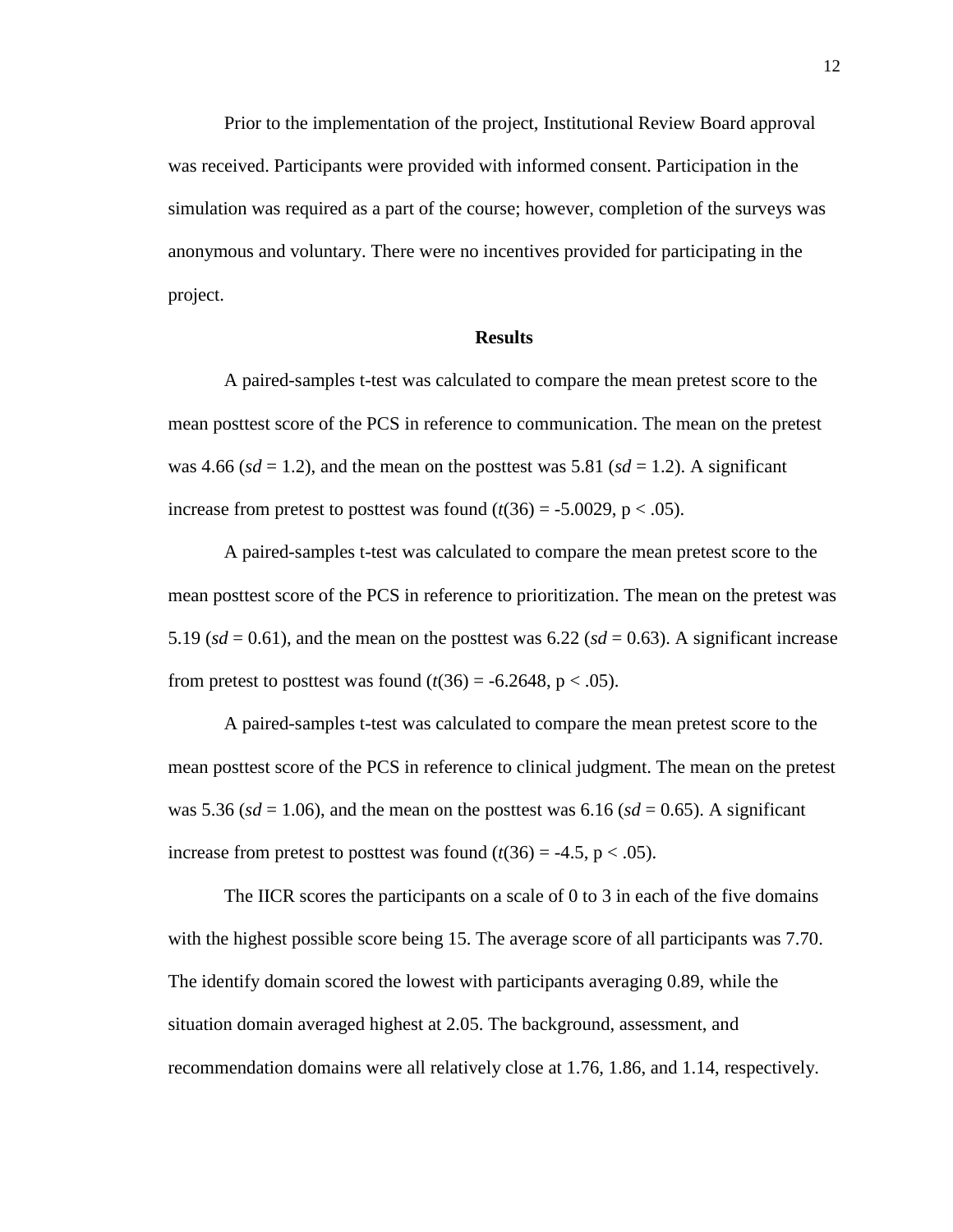Prior to the implementation of the project, Institutional Review Board approval was received. Participants were provided with informed consent. Participation in the simulation was required as a part of the course; however, completion of the surveys was anonymous and voluntary. There were no incentives provided for participating in the project.

## Results

A paired-samples t-test was calculated to compare the mean pretest score to the mean posttest score of the PCS in reference to communication. The mean on the pretest was 4.66 (*sd* = 1.2), and the mean on the posttest was 5.81 (*sd* = 1.2). A significant increase from pretest to posttest was found ($t(36) = -5.0029$, $p < .05$).

A paired-samples t-test was calculated to compare the mean pretest score to the mean posttest score of the PCS in reference to prioritization. The mean on the pretest was 5.19 (*sd* = 0.61), and the mean on the posttest was 6.22 (*sd* = 0.63). A significant increase from pretest to posttest was found ($t(36) = -6.2648$, $p < .05$).

A paired-samples t-test was calculated to compare the mean pretest score to the mean posttest score of the PCS in reference to clinical judgment. The mean on the pretest was 5.36 (*sd* = 1.06), and the mean on the posttest was 6.16 (*sd* = 0.65). A significant increase from pretest to posttest was found ($t(36) = -4.5$, $p < .05$).

The IICR scores the participants on a scale of 0 to 3 in each of the five domains with the highest possible score being 15. The average score of all participants was 7.70. The identify domain scored the lowest with participants averaging 0.89, while the situation domain averaged highest at 2.05. The background, assessment, and recommendation domains were all relatively close at 1.76, 1.86, and 1.14, respectively.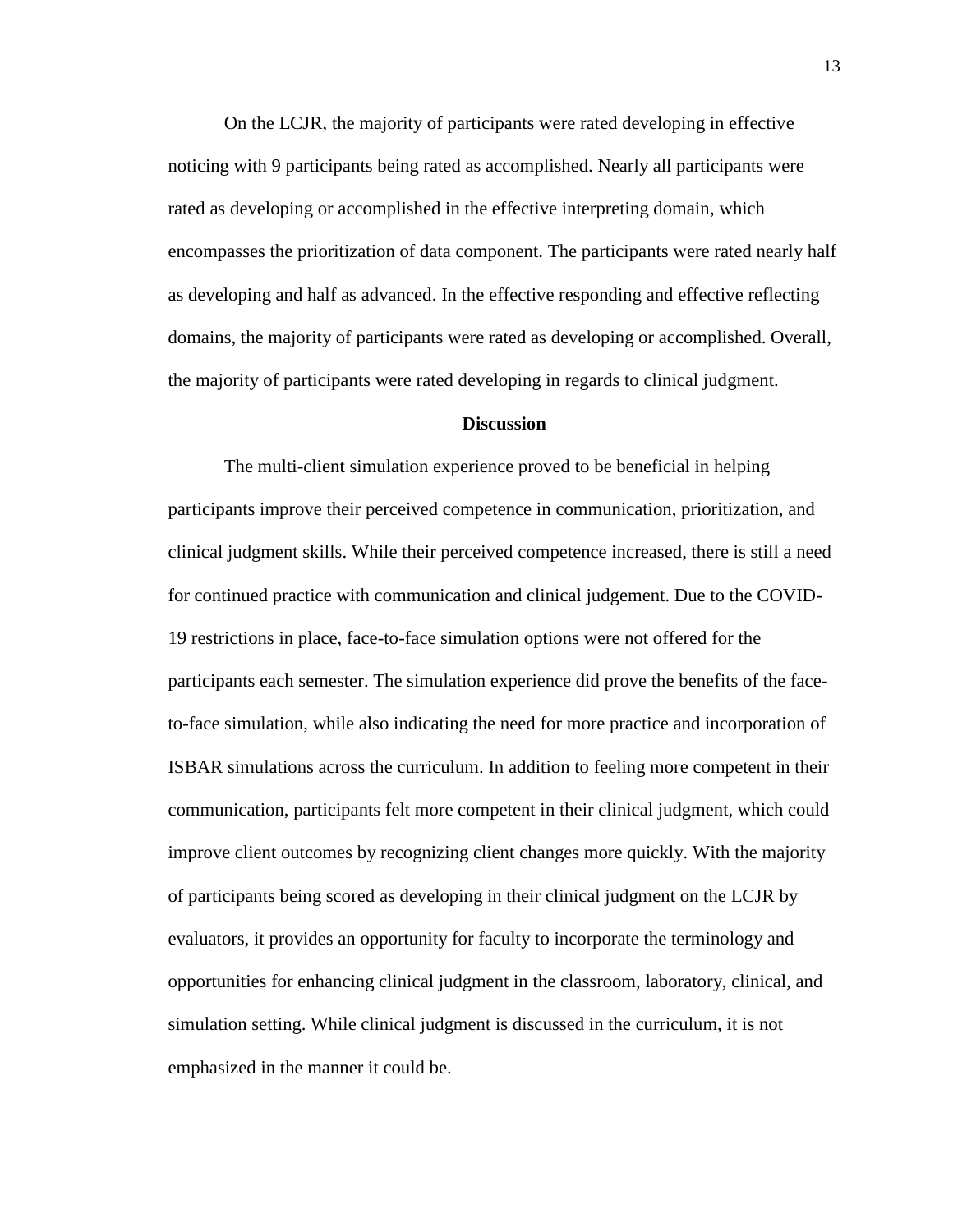On the LCJR, the majority of participants were rated developing in effective noticing with 9 participants being rated as accomplished. Nearly all participants were rated as developing or accomplished in the effective interpreting domain, which encompasses the prioritization of data component. The participants were rated nearly half as developing and half as advanced. In the effective responding and effective reflecting domains, the majority of participants were rated as developing or accomplished. Overall, the majority of participants were rated developing in regards to clinical judgment.

## Discussion

The multi-client simulation experience proved to be beneficial in helping participants improve their perceived competence in communication, prioritization, and clinical judgment skills. While their perceived competence increased, there is still a need for continued practice with communication and clinical judgement. Due to the COVID-19 restrictions in place, face-to-face simulation options were not offered for the participants each semester. The simulation experience did prove the benefits of the face-to-face simulation, while also indicating the need for more practice and incorporation of ISBAR simulations across the curriculum. In addition to feeling more competent in their communication, participants felt more competent in their clinical judgment, which could improve client outcomes by recognizing client changes more quickly. With the majority of participants being scored as developing in their clinical judgment on the LCJR by evaluators, it provides an opportunity for faculty to incorporate the terminology and opportunities for enhancing clinical judgment in the classroom, laboratory, clinical, and simulation setting. While clinical judgment is discussed in the curriculum, it is not emphasized in the manner it could be.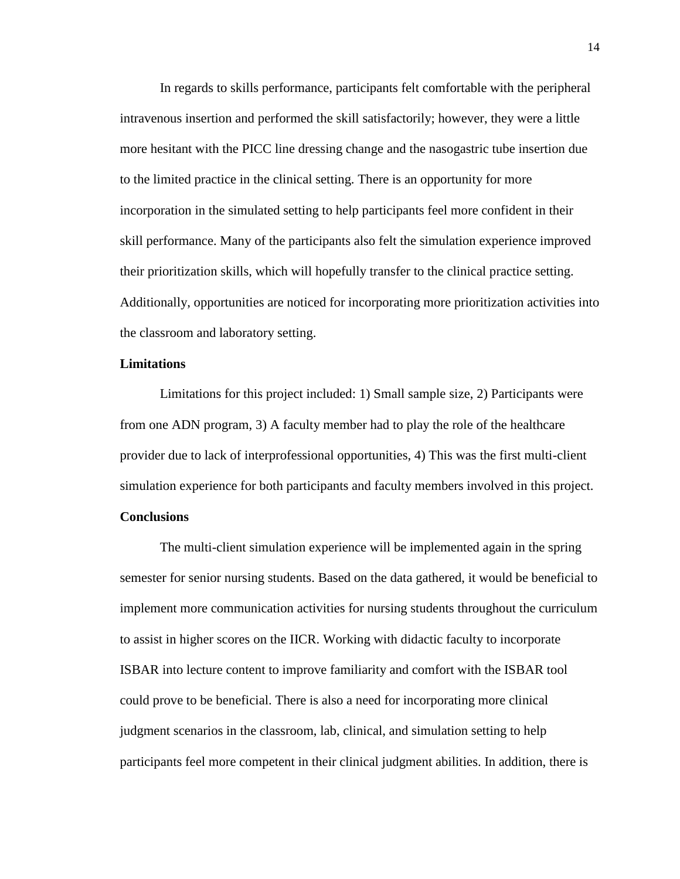In regards to skills performance, participants felt comfortable with the peripheral intravenous insertion and performed the skill satisfactorily; however, they were a little more hesitant with the PICC line dressing change and the nasogastric tube insertion due to the limited practice in the clinical setting. There is an opportunity for more incorporation in the simulated setting to help participants feel more confident in their skill performance. Many of the participants also felt the simulation experience improved their prioritization skills, which will hopefully transfer to the clinical practice setting. Additionally, opportunities are noticed for incorporating more prioritization activities into the classroom and laboratory setting.

**Limitations**

Limitations for this project included: 1) Small sample size, 2) Participants were from one ADN program, 3) A faculty member had to play the role of the healthcare provider due to lack of interprofessional opportunities, 4) This was the first multi-client simulation experience for both participants and faculty members involved in this project.

**Conclusions**

The multi-client simulation experience will be implemented again in the spring semester for senior nursing students. Based on the data gathered, it would be beneficial to implement more communication activities for nursing students throughout the curriculum to assist in higher scores on the IICR. Working with didactic faculty to incorporate ISBAR into lecture content to improve familiarity and comfort with the ISBAR tool could prove to be beneficial. There is also a need for incorporating more clinical judgment scenarios in the classroom, lab, clinical, and simulation setting to help participants feel more competent in their clinical judgment abilities. In addition, there is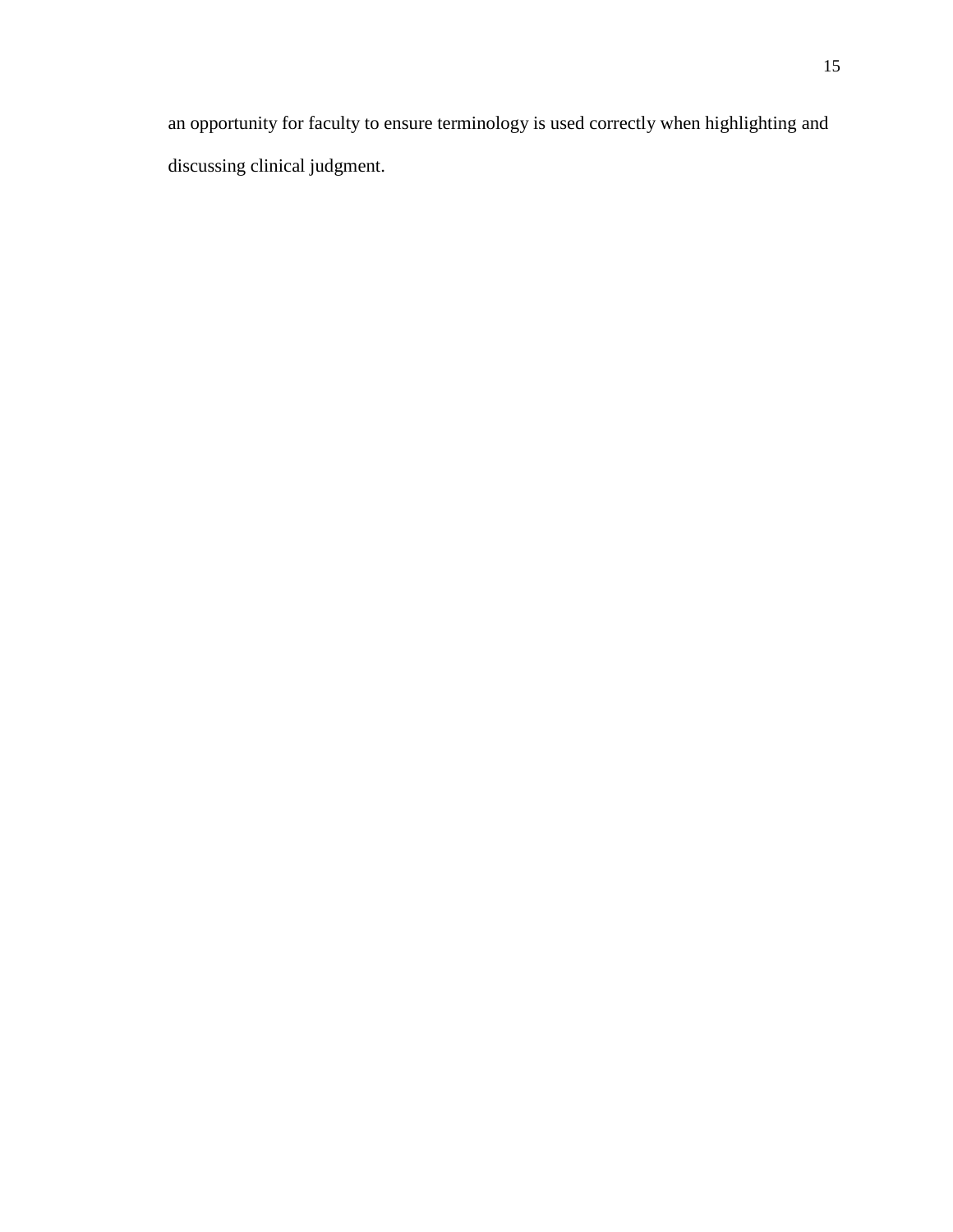an opportunity for faculty to ensure terminology is used correctly when highlighting and discussing clinical judgment.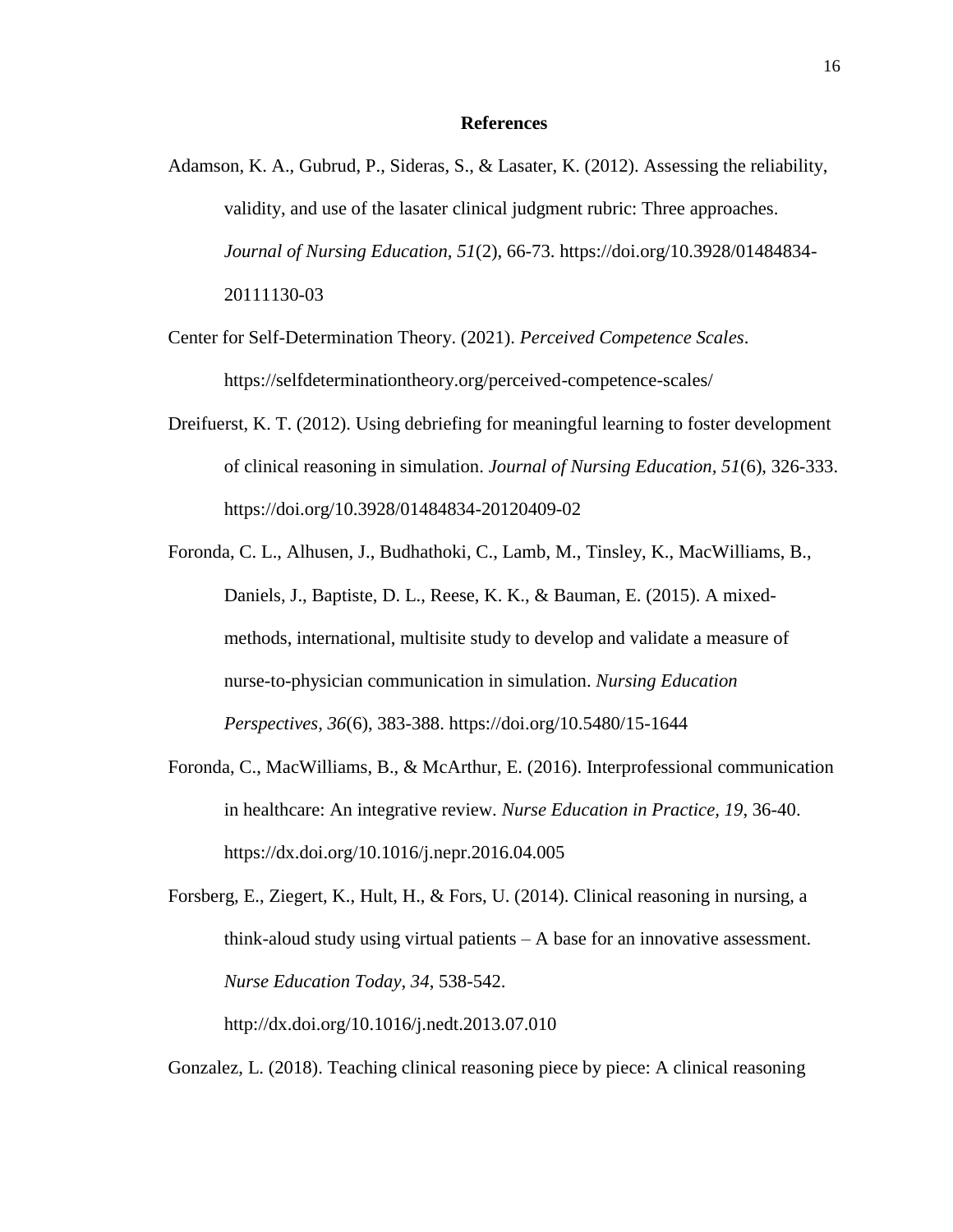## References

Adamson, K. A., Gubrud, P., Sideras, S., & Lasater, K. (2012). Assessing the reliability, validity, and use of the lasater clinical judgment rubric: Three approaches. *Journal of Nursing Education, 51*(2), 66-73. https://doi.org/10.3928/01484834-20111130-03

Center for Self-Determination Theory. (2021). *Perceived Competence Scales*. https://selfdeterminationtheory.org/perceived-competence-scales/

Dreifuerst, K. T. (2012). Using debriefing for meaningful learning to foster development of clinical reasoning in simulation. *Journal of Nursing Education, 51*(6), 326-333. https://doi.org/10.3928/01484834-20120409-02

Foronda, C. L., Alhusen, J., Budhathoki, C., Lamb, M., Tinsley, K., MacWilliams, B., Daniels, J., Baptiste, D. L., Reese, K. K., & Bauman, E. (2015). A mixed-methods, international, multisite study to develop and validate a measure of nurse-to-physician communication in simulation. *Nursing Education Perspectives, 36*(6), 383-388. https://doi.org/10.5480/15-1644

Foronda, C., MacWilliams, B., & McArthur, E. (2016). Interprofessional communication in healthcare: An integrative review. *Nurse Education in Practice, 19*, 36-40. https://dx.doi.org/10.1016/j.nepr.2016.04.005

Forsberg, E., Ziegert, K., Hult, H., & Fors, U. (2014). Clinical reasoning in nursing, a think-aloud study using virtual patients – A base for an innovative assessment. *Nurse Education Today, 34*, 538-542. http://dx.doi.org/10.1016/j.nedt.2013.07.010

Gonzalez, L. (2018). Teaching clinical reasoning piece by piece: A clinical reasoning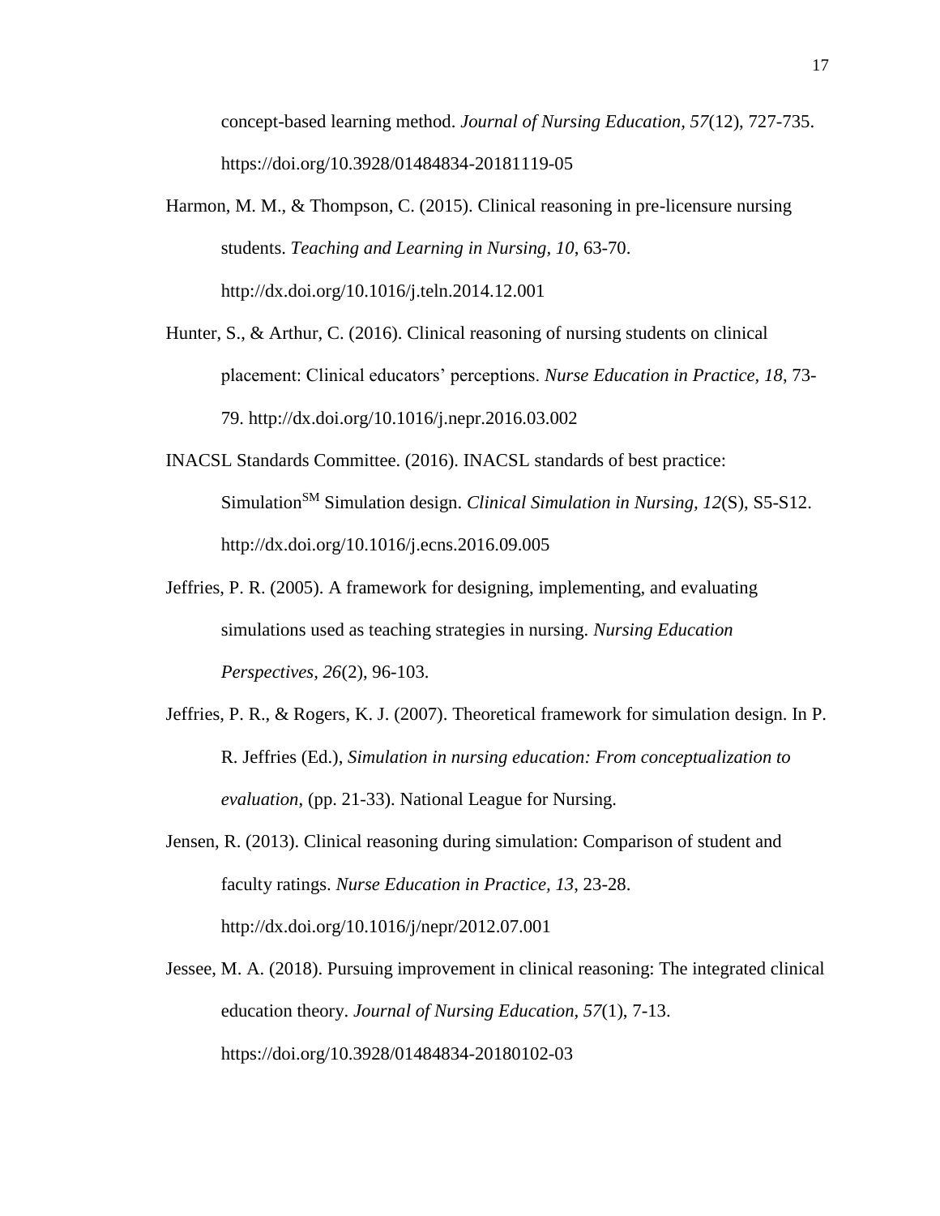concept-based learning method. *Journal of Nursing Education, 57*(12), 727-735. https://doi.org/10.3928/01484834-20181119-05

Harmon, M. M., & Thompson, C. (2015). Clinical reasoning in pre-licensure nursing students. *Teaching and Learning in Nursing, 10*, 63-70. http://dx.doi.org/10.1016/j.teln.2014.12.001

Hunter, S., & Arthur, C. (2016). Clinical reasoning of nursing students on clinical placement: Clinical educators' perceptions. *Nurse Education in Practice, 18*, 73-79. http://dx.doi.org/10.1016/j.nepr.2016.03.002

INACSL Standards Committee. (2016). INACSL standards of best practice: Simulation[SM] Simulation design. *Clinical Simulation in Nursing, 12*(S), S5-S12. http://dx.doi.org/10.1016/j.ecns.2016.09.005

Jeffries, P. R. (2005). A framework for designing, implementing, and evaluating simulations used as teaching strategies in nursing. *Nursing Education Perspectives, 26*(2), 96-103.

Jeffries, P. R., & Rogers, K. J. (2007). Theoretical framework for simulation design. In P. R. Jeffries (Ed.), *Simulation in nursing education: From conceptualization to evaluation*, (pp. 21-33). National League for Nursing.

Jensen, R. (2013). Clinical reasoning during simulation: Comparison of student and faculty ratings. *Nurse Education in Practice, 13*, 23-28. http://dx.doi.org/10.1016/j/nepr/2012.07.001

Jessee, M. A. (2018). Pursuing improvement in clinical reasoning: The integrated clinical education theory. *Journal of Nursing Education, 57*(1), 7-13. https://doi.org/10.3928/01484834-20180102-03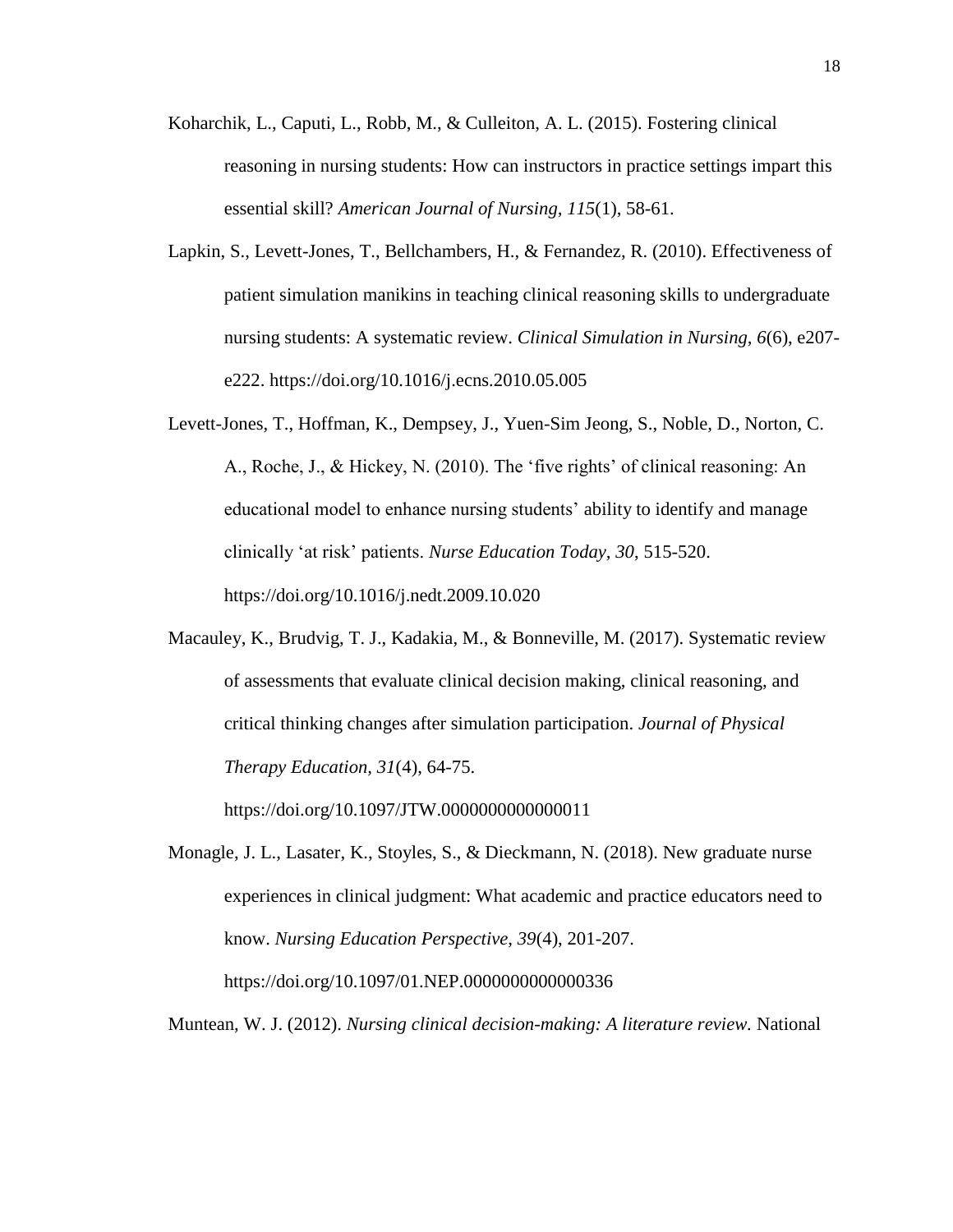Koharchik, L., Caputi, L., Robb, M., & Culleiton, A. L. (2015). Fostering clinical reasoning in nursing students: How can instructors in practice settings impart this essential skill? *American Journal of Nursing, 115*(1), 58-61.

Lapkin, S., Levett-Jones, T., Bellchambers, H., & Fernandez, R. (2010). Effectiveness of patient simulation manikins in teaching clinical reasoning skills to undergraduate nursing students: A systematic review. *Clinical Simulation in Nursing, 6*(6), e207-e222. https://doi.org/10.1016/j.ecns.2010.05.005

Levett-Jones, T., Hoffman, K., Dempsey, J., Yuen-Sim Jeong, S., Noble, D., Norton, C. A., Roche, J., & Hickey, N. (2010). The 'five rights' of clinical reasoning: An educational model to enhance nursing students' ability to identify and manage clinically 'at risk' patients. *Nurse Education Today, 30*, 515-520. https://doi.org/10.1016/j.nedt.2009.10.020

Macauley, K., Brudvig, T. J., Kadakia, M., & Bonneville, M. (2017). Systematic review of assessments that evaluate clinical decision making, clinical reasoning, and critical thinking changes after simulation participation. *Journal of Physical Therapy Education, 31*(4), 64-75. https://doi.org/10.1097/JTW.0000000000000011

Monagle, J. L., Lasater, K., Stoyles, S., & Dieckmann, N. (2018). New graduate nurse experiences in clinical judgment: What academic and practice educators need to know. *Nursing Education Perspective, 39*(4), 201-207. https://doi.org/10.1097/01.NEP.0000000000000336

Muntean, W. J. (2012). *Nursing clinical decision-making: A literature review.* National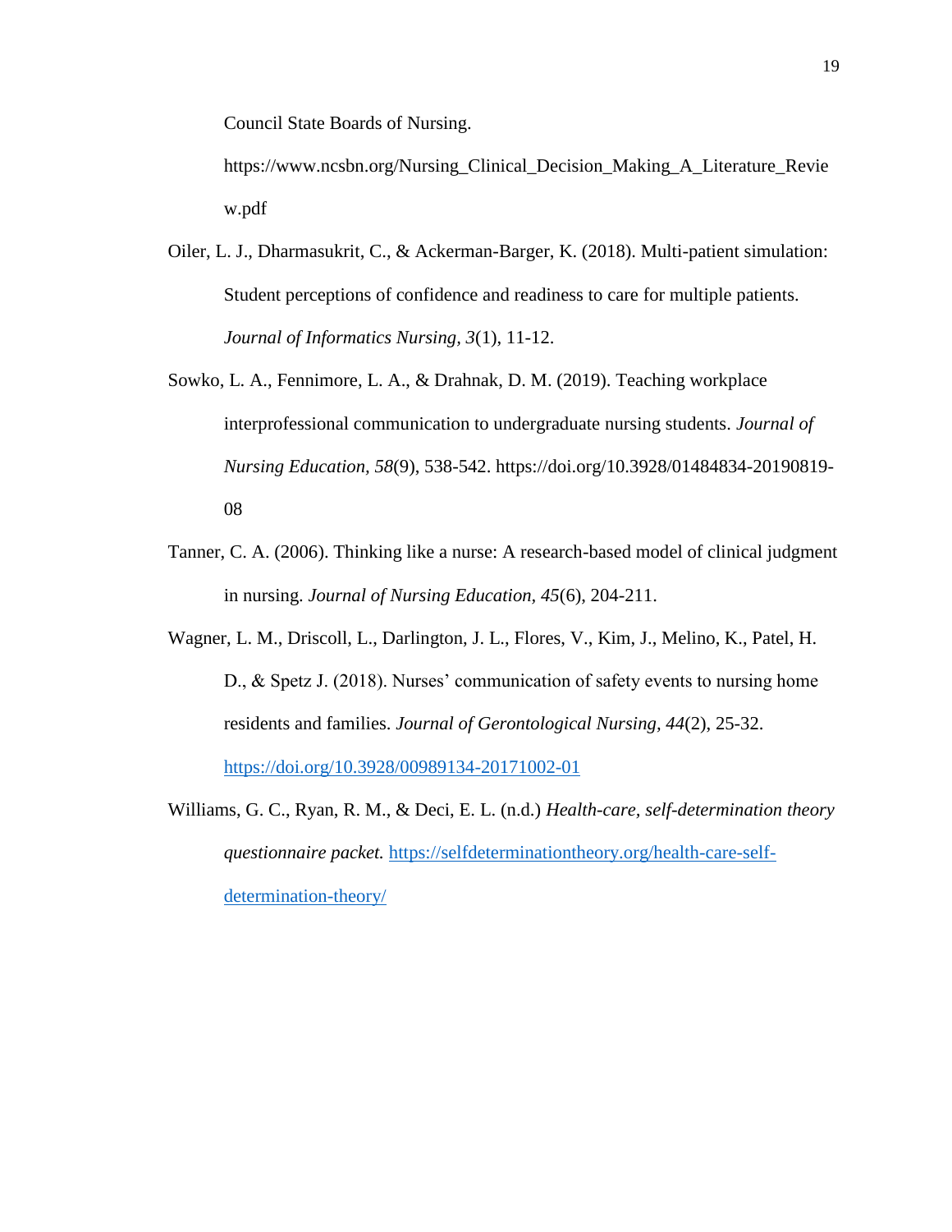Council State Boards of Nursing. https://www.ncsbn.org/Nursing_Clinical_Decision_Making_A_Literature_Review.pdf

Oiler, L. J., Dharmasukrit, C., & Ackerman-Barger, K. (2018). Multi-patient simulation: Student perceptions of confidence and readiness to care for multiple patients. *Journal of Informatics Nursing, 3*(1), 11-12.

Sowko, L. A., Fennimore, L. A., & Drahnak, D. M. (2019). Teaching workplace interprofessional communication to undergraduate nursing students. *Journal of Nursing Education, 58*(9), 538-542. https://doi.org/10.3928/01484834-20190819-08

Tanner, C. A. (2006). Thinking like a nurse: A research-based model of clinical judgment in nursing. *Journal of Nursing Education*, *45*(6), 204-211.

Wagner, L. M., Driscoll, L., Darlington, J. L., Flores, V., Kim, J., Melino, K., Patel, H. D., & Spetz J. (2018). Nurses' communication of safety events to nursing home residents and families. *Journal of Gerontological Nursing, 44*(2), 25-32. https://doi.org/10.3928/00989134-20171002-01

Williams, G. C., Ryan, R. M., & Deci, E. L. (n.d.) *Health-care, self-determination theory questionnaire packet.* https://selfdeterminationtheory.org/health-care-self-determination-theory/